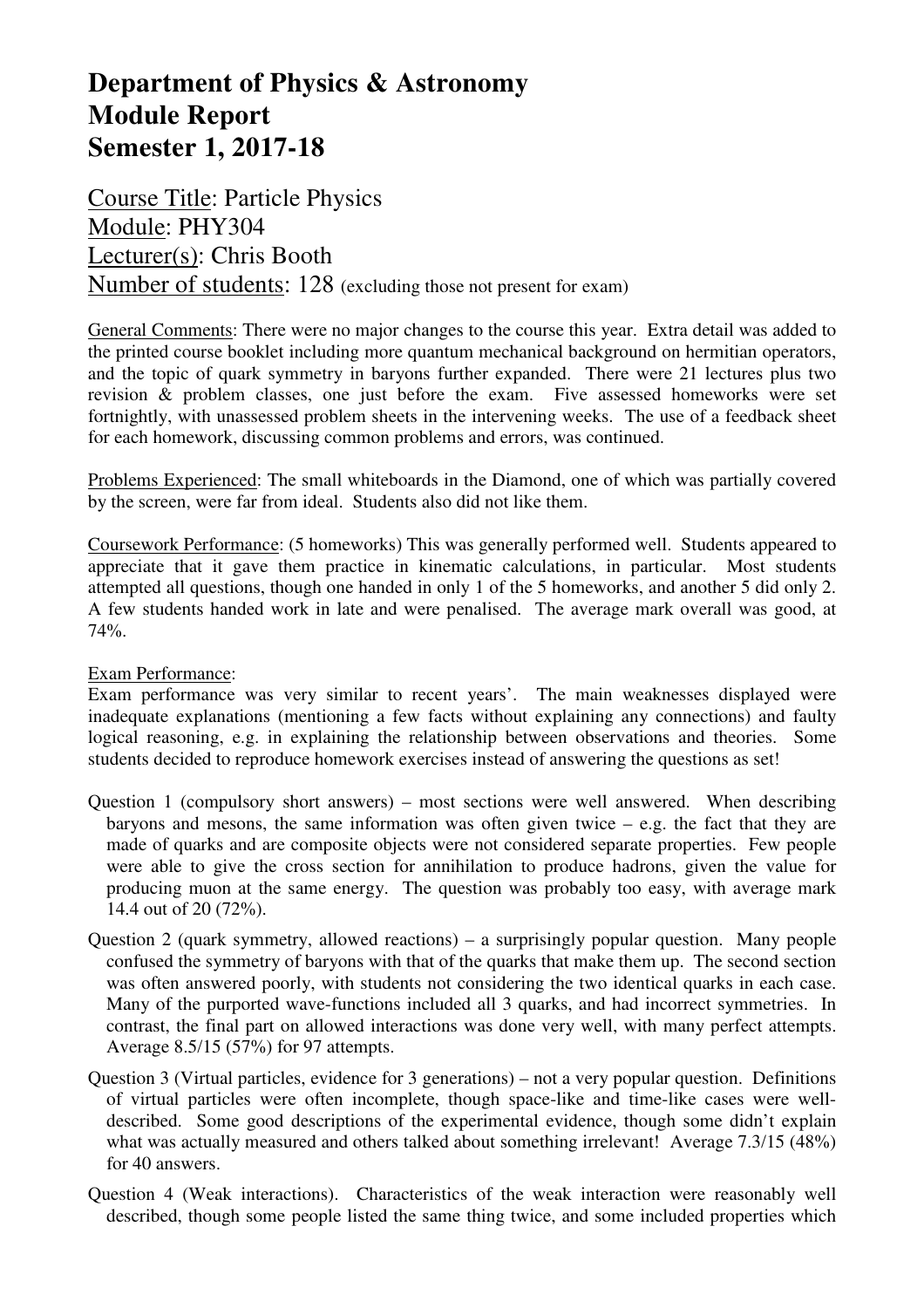# Department of Physics & Astronomy
# Module Report
# Semester 1, 2017-18

<u>Course Title</u>: Particle Physics
<u>Module</u>: PHY304
<u>Lecturer(s)</u>: Chris Booth
<u>Number of students</u>: 128 (excluding those not present for exam)

<u>General Comments</u>: There were no major changes to the course this year. Extra detail was added to the printed course booklet including more quantum mechanical background on hermitian operators, and the topic of quark symmetry in baryons further expanded. There were 21 lectures plus two revision & problem classes, one just before the exam. Five assessed homeworks were set fortnightly, with unassessed problem sheets in the intervening weeks. The use of a feedback sheet for each homework, discussing common problems and errors, was continued.

<u>Problems Experienced</u>: The small whiteboards in the Diamond, one of which was partially covered by the screen, were far from ideal. Students also did not like them.

<u>Coursework Performance</u>: (5 homeworks) This was generally performed well. Students appeared to appreciate that it gave them practice in kinematic calculations, in particular. Most students attempted all questions, though one handed in only 1 of the 5 homeworks, and another 5 did only 2. A few students handed work in late and were penalised. The average mark overall was good, at 74%.

<u>Exam Performance</u>:
Exam performance was very similar to recent years'. The main weaknesses displayed were inadequate explanations (mentioning a few facts without explaining any connections) and faulty logical reasoning, e.g. in explaining the relationship between observations and theories. Some students decided to reproduce homework exercises instead of answering the questions as set!

Question 1 (compulsory short answers) – most sections were well answered. When describing baryons and mesons, the same information was often given twice – e.g. the fact that they are made of quarks and are composite objects were not considered separate properties. Few people were able to give the cross section for annihilation to produce hadrons, given the value for producing muon at the same energy. The question was probably too easy, with average mark 14.4 out of 20 (72%).

Question 2 (quark symmetry, allowed reactions) – a surprisingly popular question. Many people confused the symmetry of baryons with that of the quarks that make them up. The second section was often answered poorly, with students not considering the two identical quarks in each case. Many of the purported wave-functions included all 3 quarks, and had incorrect symmetries. In contrast, the final part on allowed interactions was done very well, with many perfect attempts. Average 8.5/15 (57%) for 97 attempts.

Question 3 (Virtual particles, evidence for 3 generations) – not a very popular question. Definitions of virtual particles were often incomplete, though space-like and time-like cases were well-described. Some good descriptions of the experimental evidence, though some didn't explain what was actually measured and others talked about something irrelevant! Average 7.3/15 (48%) for 40 answers.

Question 4 (Weak interactions). Characteristics of the weak interaction were reasonably well described, though some people listed the same thing twice, and some included properties which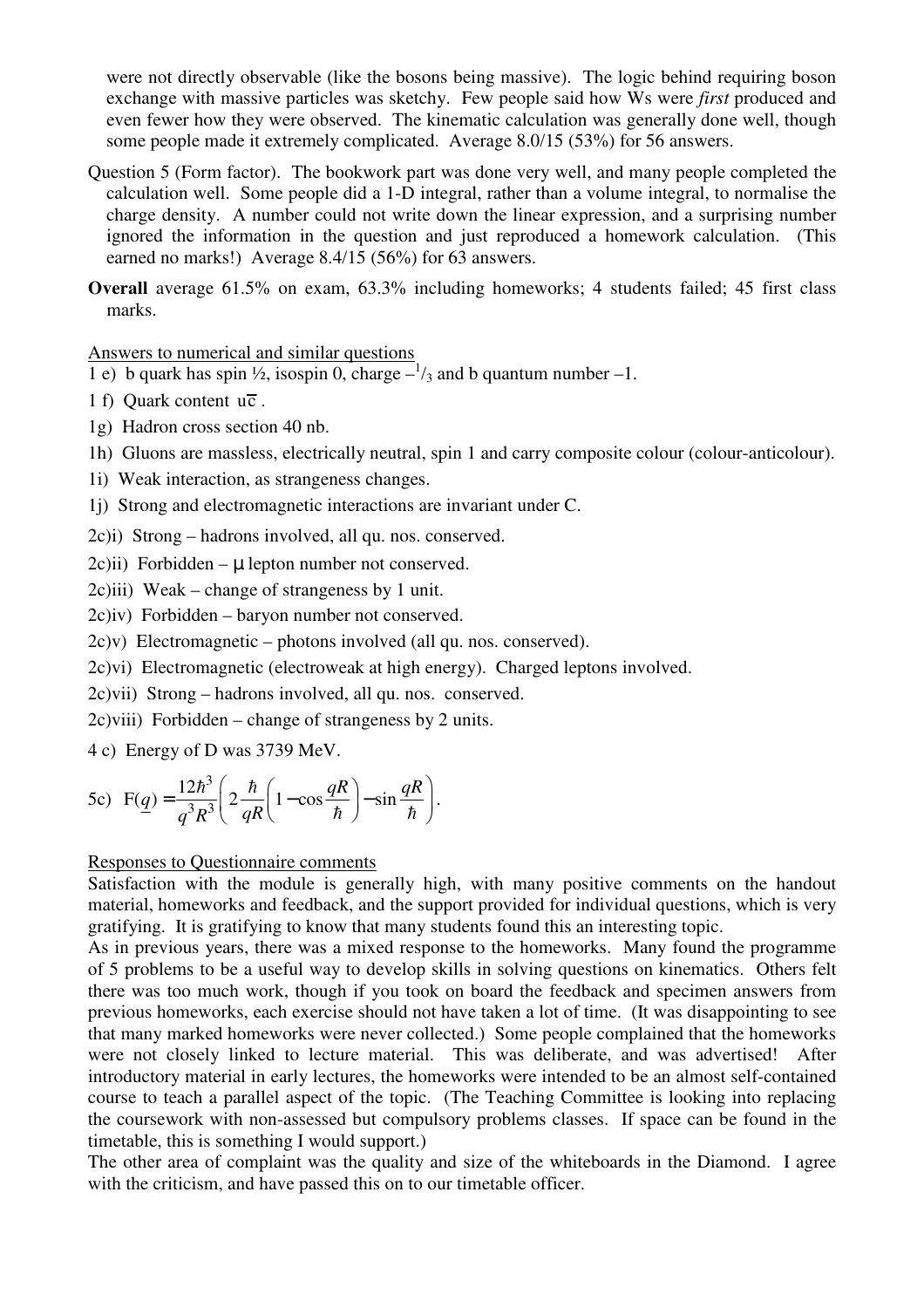were not directly observable (like the bosons being massive). The logic behind requiring boson exchange with massive particles was sketchy. Few people said how Ws were *first* produced and even fewer how they were observed. The kinematic calculation was generally done well, though some people made it extremely complicated. Average 8.0/15 (53%) for 56 answers.

Question 5 (Form factor). The bookwork part was done very well, and many people completed the calculation well. Some people did a 1-D integral, rather than a volume integral, to normalise the charge density. A number could not write down the linear expression, and a surprising number ignored the information in the question and just reproduced a homework calculation. (This earned no marks!) Average 8.4/15 (56%) for 63 answers.

**Overall** average 61.5% on exam, 63.3% including homeworks; 4 students failed; 45 first class marks.

Answers to numerical and similar questions

1 e) b quark has spin ½, isospin 0, charge $-^{1}/_{3}$ and b quantum number –1.

1 f) Quark content $u\overline{c}$.

1g) Hadron cross section 40 nb.

1h) Gluons are massless, electrically neutral, spin 1 and carry composite colour (colour-anticolour).

1i) Weak interaction, as strangeness changes.

1j) Strong and electromagnetic interactions are invariant under C.

2c)i) Strong – hadrons involved, all qu. nos. conserved.

2c)ii) Forbidden – μ lepton number not conserved.

2c)iii) Weak – change of strangeness by 1 unit.

2c)iv) Forbidden – baryon number not conserved.

2c)v) Electromagnetic – photons involved (all qu. nos. conserved).

2c)vi) Electromagnetic (electroweak at high energy). Charged leptons involved.

2c)vii) Strong – hadrons involved, all qu. nos. conserved.

2c)viii) Forbidden – change of strangeness by 2 units.

4 c) Energy of D was 3739 MeV.

5c) $F(\underline{q}) = \dfrac{12\hbar^3}{q^3R^3}\left(2\dfrac{\hbar}{qR}\left(1-\cos\dfrac{qR}{\hbar}\right)-\sin\dfrac{qR}{\hbar}\right)$.

Responses to Questionnaire comments

Satisfaction with the module is generally high, with many positive comments on the handout material, homeworks and feedback, and the support provided for individual questions, which is very gratifying. It is gratifying to know that many students found this an interesting topic.

As in previous years, there was a mixed response to the homeworks. Many found the programme of 5 problems to be a useful way to develop skills in solving questions on kinematics. Others felt there was too much work, though if you took on board the feedback and specimen answers from previous homeworks, each exercise should not have taken a lot of time. (It was disappointing to see that many marked homeworks were never collected.) Some people complained that the homeworks were not closely linked to lecture material. This was deliberate, and was advertised! After introductory material in early lectures, the homeworks were intended to be an almost self-contained course to teach a parallel aspect of the topic. (The Teaching Committee is looking into replacing the coursework with non-assessed but compulsory problems classes. If space can be found in the timetable, this is something I would support.)

The other area of complaint was the quality and size of the whiteboards in the Diamond. I agree with the criticism, and have passed this on to our timetable officer.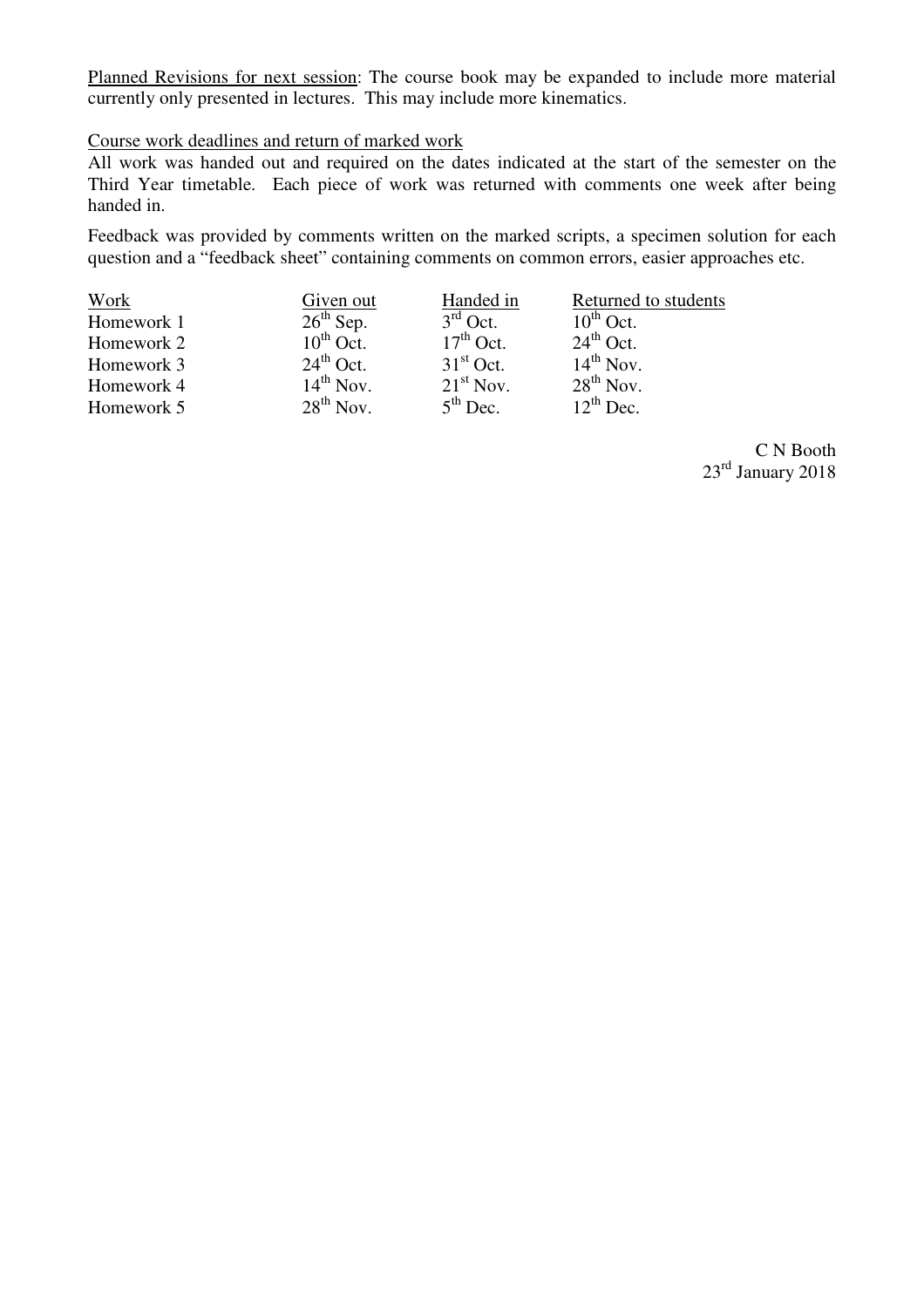<u>Planned Revisions for next session</u>: The course book may be expanded to include more material currently only presented in lectures. This may include more kinematics.

<u>Course work deadlines and return of marked work</u>

All work was handed out and required on the dates indicated at the start of the semester on the Third Year timetable. Each piece of work was returned with comments one week after being handed in.

Feedback was provided by comments written on the marked scripts, a specimen solution for each question and a "feedback sheet" containing comments on common errors, easier approaches etc.

| Work | Given out | Handed in | Returned to students |
|---|---|---|---|
| Homework 1 | 26th Sep. | 3rd Oct. | 10th Oct. |
| Homework 2 | 10th Oct. | 17th Oct. | 24th Oct. |
| Homework 3 | 24th Oct. | 31st Oct. | 14th Nov. |
| Homework 4 | 14th Nov. | 21st Nov. | 28th Nov. |
| Homework 5 | 28th Nov. | 5th Dec. | 12th Dec. |

C N Booth
23rd January 2018